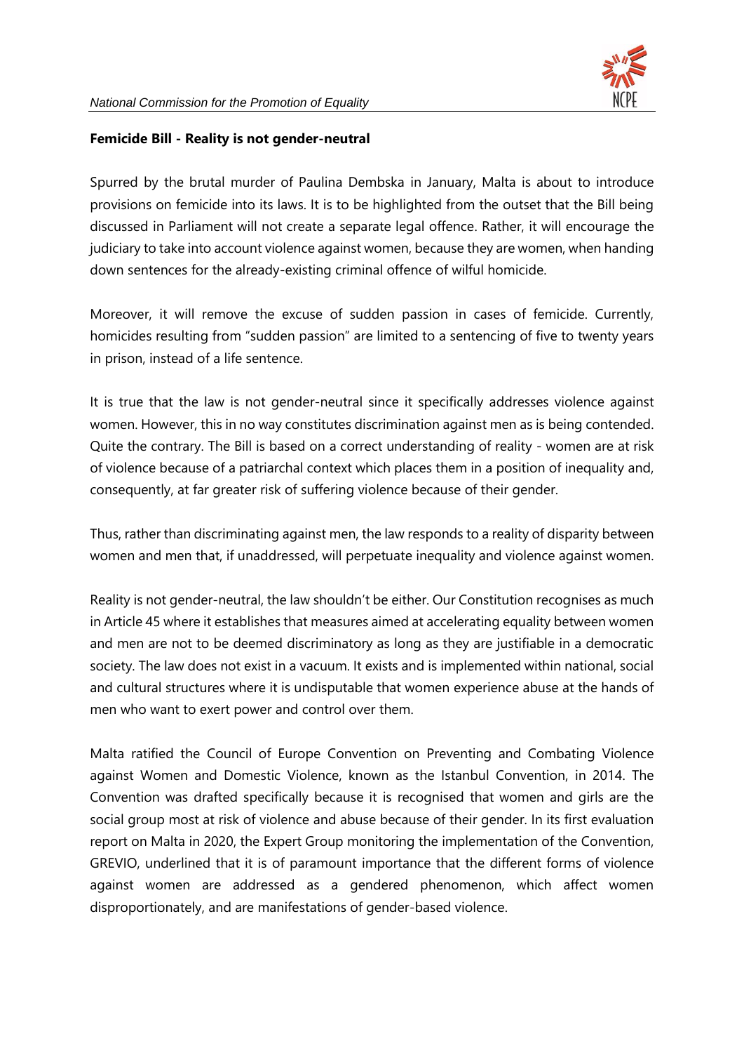**Femicide Bill - Reality is not gender-neutral**

Spurred by the brutal murder of Paulina Dembska in January, Malta is about to introduce provisions on femicide into its laws. It is to be highlighted from the outset that the Bill being discussed in Parliament will not create a separate legal offence. Rather, it will encourage the judiciary to take into account violence against women, because they are women, when handing down sentences for the already-existing criminal offence of wilful homicide.

Moreover, it will remove the excuse of sudden passion in cases of femicide. Currently, homicides resulting from "sudden passion" are limited to a sentencing of five to twenty years in prison, instead of a life sentence.

It is true that the law is not gender-neutral since it specifically addresses violence against women. However, this in no way constitutes discrimination against men as is being contended. Quite the contrary. The Bill is based on a correct understanding of reality - women are at risk of violence because of a patriarchal context which places them in a position of inequality and, consequently, at far greater risk of suffering violence because of their gender.

Thus, rather than discriminating against men, the law responds to a reality of disparity between women and men that, if unaddressed, will perpetuate inequality and violence against women.

Reality is not gender-neutral, the law shouldn't be either. Our Constitution recognises as much in Article 45 where it establishes that measures aimed at accelerating equality between women and men are not to be deemed discriminatory as long as they are justifiable in a democratic society. The law does not exist in a vacuum. It exists and is implemented within national, social and cultural structures where it is undisputable that women experience abuse at the hands of men who want to exert power and control over them.

Malta ratified the Council of Europe Convention on Preventing and Combating Violence against Women and Domestic Violence, known as the Istanbul Convention, in 2014. The Convention was drafted specifically because it is recognised that women and girls are the social group most at risk of violence and abuse because of their gender. In its first evaluation report on Malta in 2020, the Expert Group monitoring the implementation of the Convention, GREVIO, underlined that it is of paramount importance that the different forms of violence against women are addressed as a gendered phenomenon, which affect women disproportionately, and are manifestations of gender-based violence.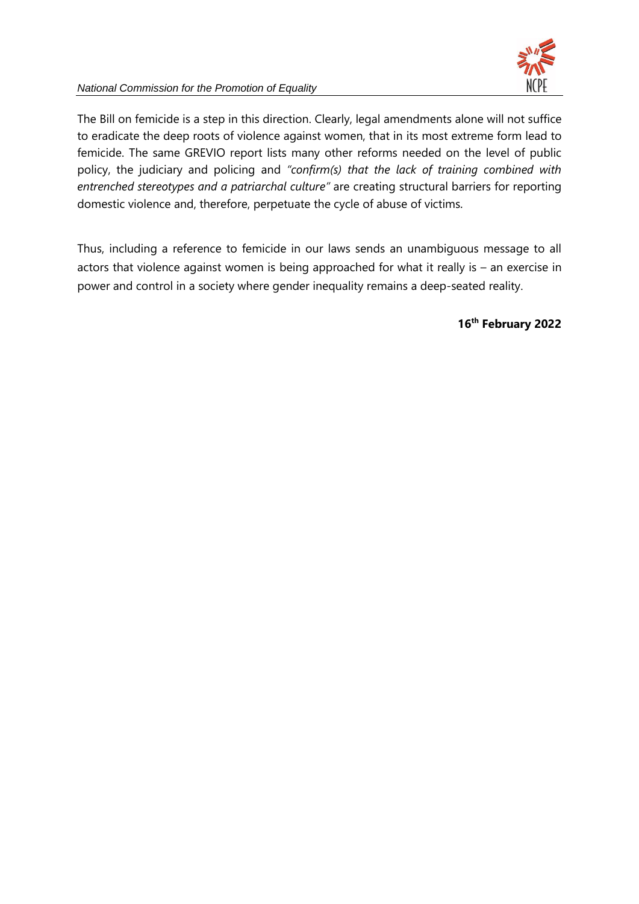The Bill on femicide is a step in this direction. Clearly, legal amendments alone will not suffice to eradicate the deep roots of violence against women, that in its most extreme form lead to femicide. The same GREVIO report lists many other reforms needed on the level of public policy, the judiciary and policing and *"confirm(s) that the lack of training combined with entrenched stereotypes and a patriarchal culture"* are creating structural barriers for reporting domestic violence and, therefore, perpetuate the cycle of abuse of victims.

Thus, including a reference to femicide in our laws sends an unambiguous message to all actors that violence against women is being approached for what it really is – an exercise in power and control in a society where gender inequality remains a deep-seated reality.

**16th February 2022**